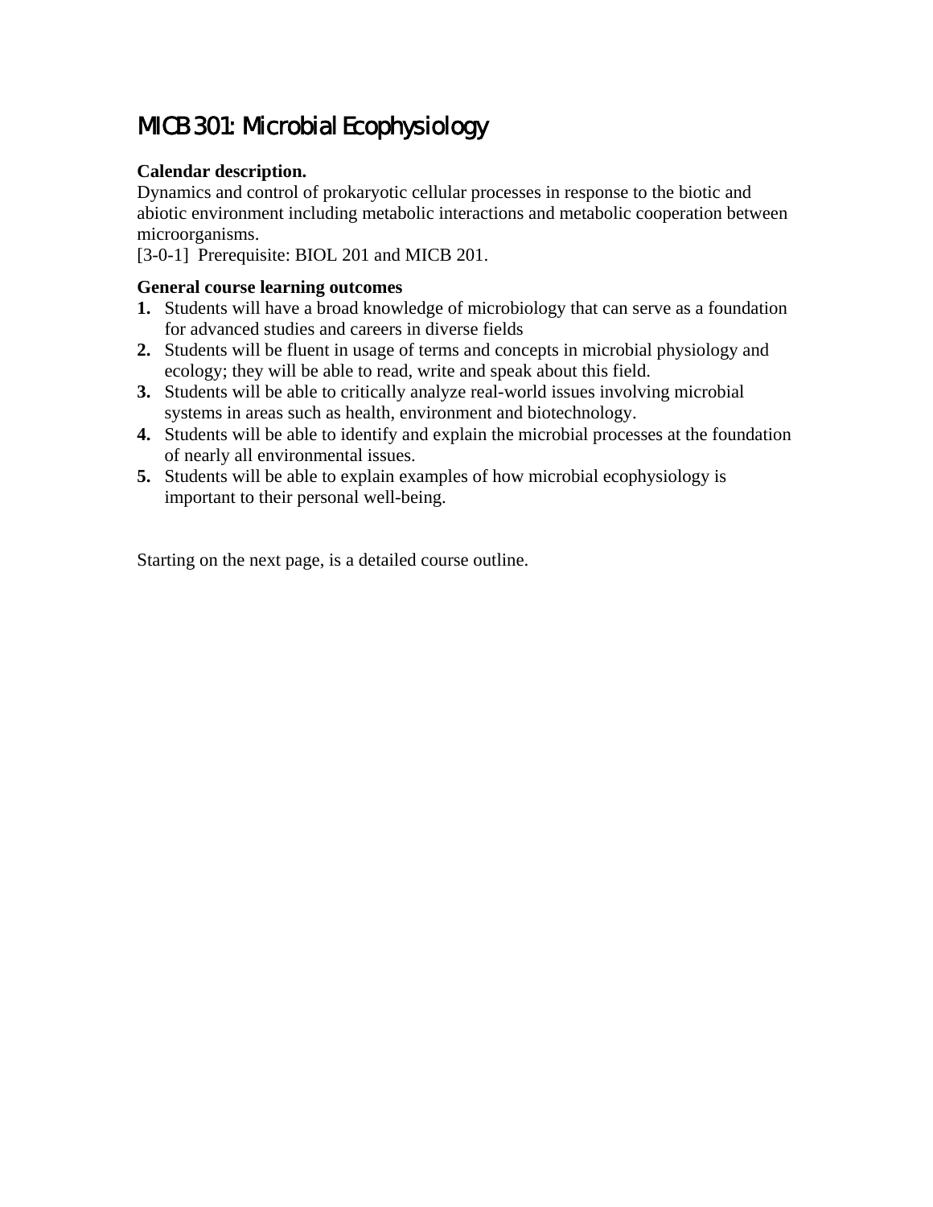# MICB 301: Microbial Ecophysiology

**Calendar description.**
Dynamics and control of prokaryotic cellular processes in response to the biotic and abiotic environment including metabolic interactions and metabolic cooperation between microorganisms.
[3-0-1]  Prerequisite: BIOL 201 and MICB 201.

**General course learning outcomes**

1. Students will have a broad knowledge of microbiology that can serve as a foundation for advanced studies and careers in diverse fields
2. Students will be fluent in usage of terms and concepts in microbial physiology and ecology; they will be able to read, write and speak about this field.
3. Students will be able to critically analyze real-world issues involving microbial systems in areas such as health, environment and biotechnology.
4. Students will be able to identify and explain the microbial processes at the foundation of nearly all environmental issues.
5. Students will be able to explain examples of how microbial ecophysiology is important to their personal well-being.

Starting on the next page, is a detailed course outline.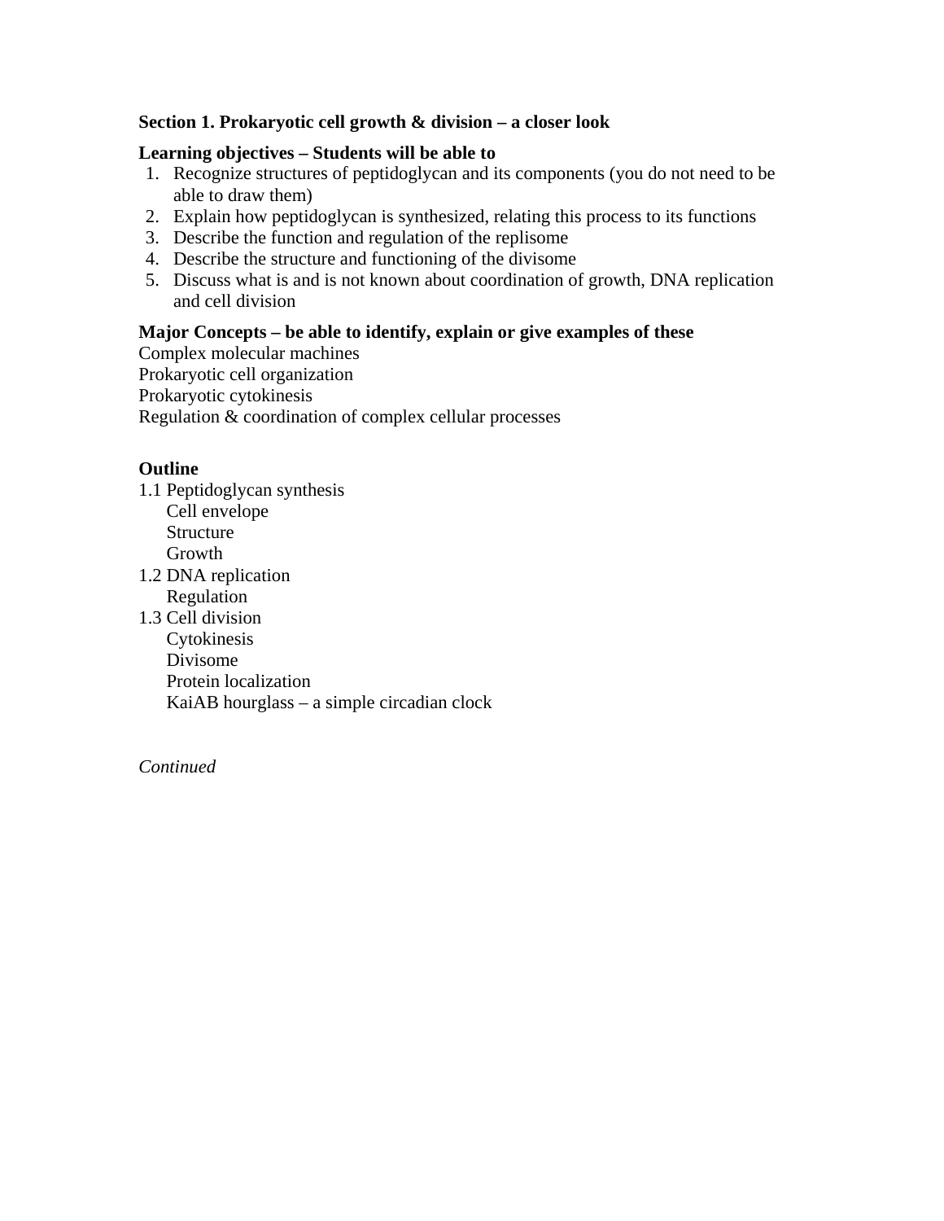## Section 1. Prokaryotic cell growth & division – a closer look

**Learning objectives – Students will be able to**

1. Recognize structures of peptidoglycan and its components (you do not need to be able to draw them)
2. Explain how peptidoglycan is synthesized, relating this process to its functions
3. Describe the function and regulation of the replisome
4. Describe the structure and functioning of the divisome
5. Discuss what is and is not known about coordination of growth, DNA replication and cell division

**Major Concepts – be able to identify, explain or give examples of these**

Complex molecular machines
Prokaryotic cell organization
Prokaryotic cytokinesis
Regulation & coordination of complex cellular processes

**Outline**

1.1 Peptidoglycan synthesis
- Cell envelope
- Structure
- Growth

1.2 DNA replication
- Regulation

1.3 Cell division
- Cytokinesis
- Divisome
- Protein localization
- KaiAB hourglass – a simple circadian clock

*Continued*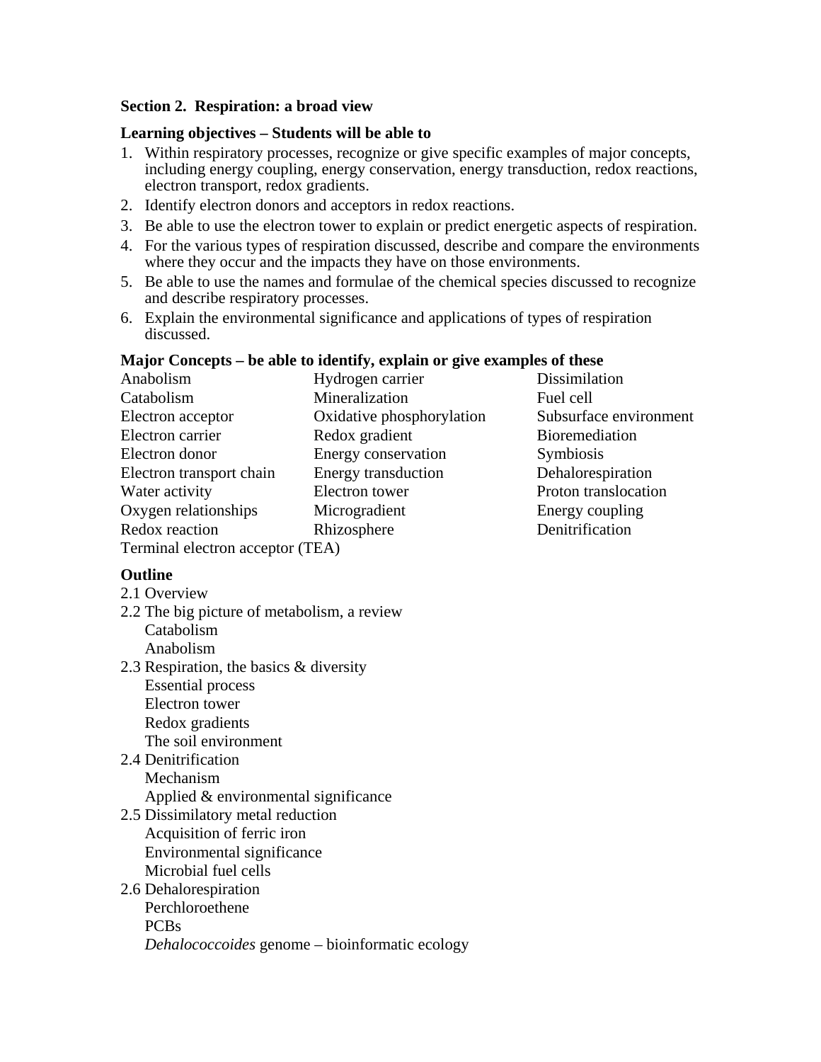## Section 2. Respiration: a broad view

**Learning objectives – Students will be able to**

1. Within respiratory processes, recognize or give specific examples of major concepts, including energy coupling, energy conservation, energy transduction, redox reactions, electron transport, redox gradients.
2. Identify electron donors and acceptors in redox reactions.
3. Be able to use the electron tower to explain or predict energetic aspects of respiration.
4. For the various types of respiration discussed, describe and compare the environments where they occur and the impacts they have on those environments.
5. Be able to use the names and formulae of the chemical species discussed to recognize and describe respiratory processes.
6. Explain the environmental significance and applications of types of respiration discussed.

**Major Concepts – be able to identify, explain or give examples of these**

| | | |
|---|---|---|
| Anabolism | Hydrogen carrier | Dissimilation |
| Catabolism | Mineralization | Fuel cell |
| Electron acceptor | Oxidative phosphorylation | Subsurface environment |
| Electron carrier | Redox gradient | Bioremediation |
| Electron donor | Energy conservation | Symbiosis |
| Electron transport chain | Energy transduction | Dehalorespiration |
| Water activity | Electron tower | Proton translocation |
| Oxygen relationships | Microgradient | Energy coupling |
| Redox reaction | Rhizosphere | Denitrification |
| Terminal electron acceptor (TEA) | | |

**Outline**

- 2.1 Overview
- 2.2 The big picture of metabolism, a review
  - Catabolism
  - Anabolism
- 2.3 Respiration, the basics & diversity
  - Essential process
  - Electron tower
  - Redox gradients
  - The soil environment
- 2.4 Denitrification
  - Mechanism
  - Applied & environmental significance
- 2.5 Dissimilatory metal reduction
  - Acquisition of ferric iron
  - Environmental significance
  - Microbial fuel cells
- 2.6 Dehalorespiration
  - Perchloroethene
  - PCBs
  - *Dehalococcoides* genome – bioinformatic ecology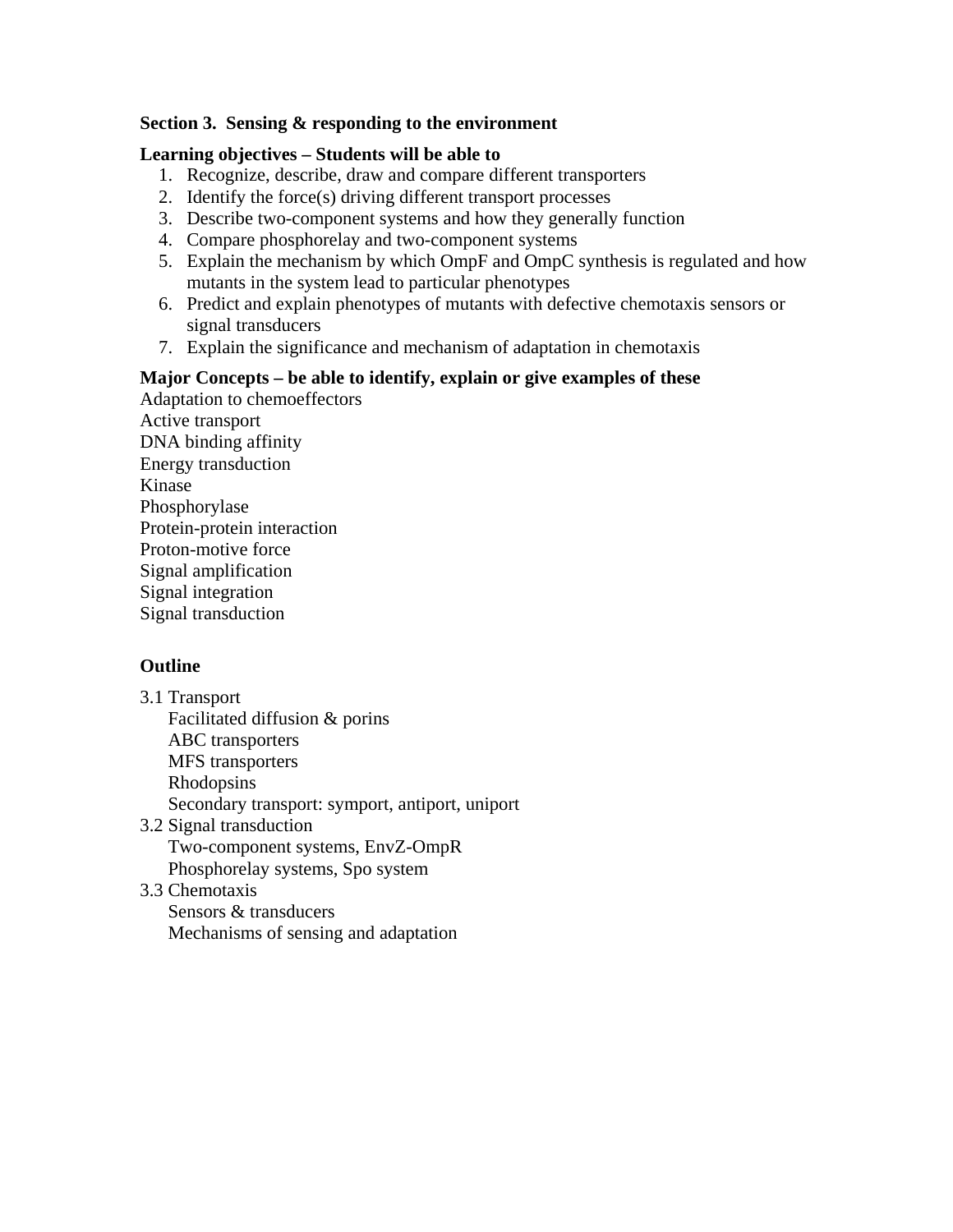## Section 3. Sensing & responding to the environment

**Learning objectives – Students will be able to**

1. Recognize, describe, draw and compare different transporters
2. Identify the force(s) driving different transport processes
3. Describe two-component systems and how they generally function
4. Compare phosphorelay and two-component systems
5. Explain the mechanism by which OmpF and OmpC synthesis is regulated and how mutants in the system lead to particular phenotypes
6. Predict and explain phenotypes of mutants with defective chemotaxis sensors or signal transducers
7. Explain the significance and mechanism of adaptation in chemotaxis

**Major Concepts – be able to identify, explain or give examples of these**

Adaptation to chemoeffectors
Active transport
DNA binding affinity
Energy transduction
Kinase
Phosphorylase
Protein-protein interaction
Proton-motive force
Signal amplification
Signal integration
Signal transduction

### Outline

3.1 Transport
- Facilitated diffusion & porins
- ABC transporters
- MFS transporters
- Rhodopsins
- Secondary transport: symport, antiport, uniport

3.2 Signal transduction
- Two-component systems, EnvZ-OmpR
- Phosphorelay systems, Spo system

3.3 Chemotaxis
- Sensors & transducers
- Mechanisms of sensing and adaptation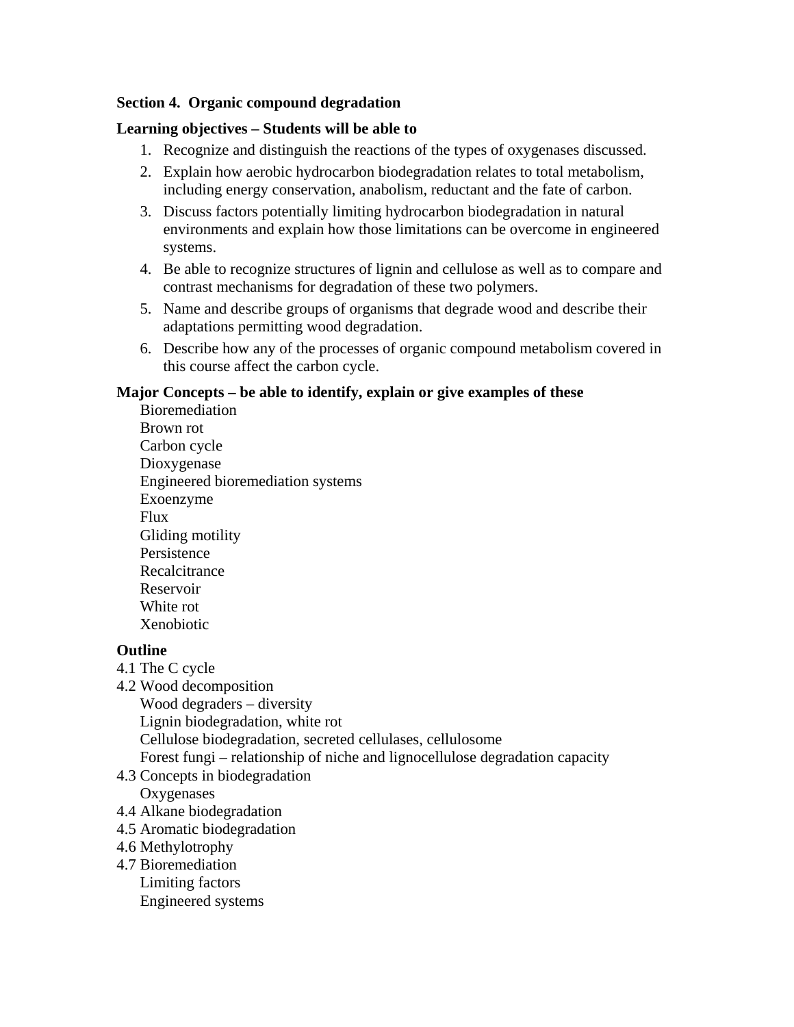**Section 4. Organic compound degradation**

**Learning objectives – Students will be able to**

1. Recognize and distinguish the reactions of the types of oxygenases discussed.
2. Explain how aerobic hydrocarbon biodegradation relates to total metabolism, including energy conservation, anabolism, reductant and the fate of carbon.
3. Discuss factors potentially limiting hydrocarbon biodegradation in natural environments and explain how those limitations can be overcome in engineered systems.
4. Be able to recognize structures of lignin and cellulose as well as to compare and contrast mechanisms for degradation of these two polymers.
5. Name and describe groups of organisms that degrade wood and describe their adaptations permitting wood degradation.
6. Describe how any of the processes of organic compound metabolism covered in this course affect the carbon cycle.

**Major Concepts – be able to identify, explain or give examples of these**

- Bioremediation
- Brown rot
- Carbon cycle
- Dioxygenase
- Engineered bioremediation systems
- Exoenzyme
- Flux
- Gliding motility
- Persistence
- Recalcitrance
- Reservoir
- White rot
- Xenobiotic

**Outline**

4.1 The C cycle

4.2 Wood decomposition
- Wood degraders – diversity
- Lignin biodegradation, white rot
- Cellulose biodegradation, secreted cellulases, cellulosome
- Forest fungi – relationship of niche and lignocellulose degradation capacity

4.3 Concepts in biodegradation
- Oxygenases

4.4 Alkane biodegradation

4.5 Aromatic biodegradation

4.6 Methylotrophy

4.7 Bioremediation
- Limiting factors
- Engineered systems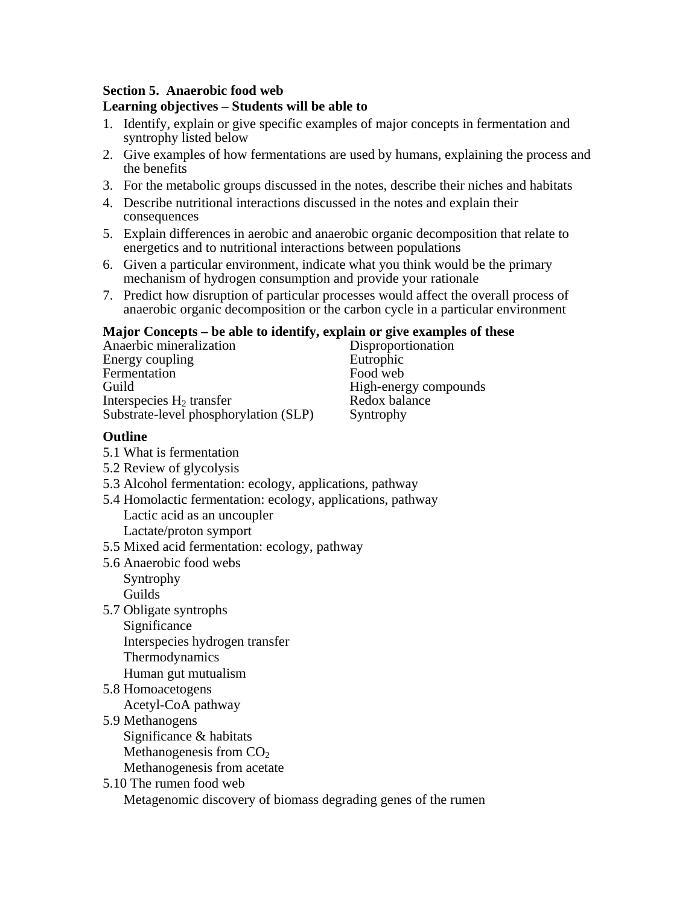**Section 5. Anaerobic food web**

**Learning objectives – Students will be able to**

1. Identify, explain or give specific examples of major concepts in fermentation and syntrophy listed below
2. Give examples of how fermentations are used by humans, explaining the process and the benefits
3. For the metabolic groups discussed in the notes, describe their niches and habitats
4. Describe nutritional interactions discussed in the notes and explain their consequences
5. Explain differences in aerobic and anaerobic organic decomposition that relate to energetics and to nutritional interactions between populations
6. Given a particular environment, indicate what you think would be the primary mechanism of hydrogen consumption and provide your rationale
7. Predict how disruption of particular processes would affect the overall process of anaerobic organic decomposition or the carbon cycle in a particular environment

**Major Concepts – be able to identify, explain or give examples of these**

| | |
|---|---|
| Anaerbic mineralization | Disproportionation |
| Energy coupling | Eutrophic |
| Fermentation | Food web |
| Guild | High-energy compounds |
| Interspecies $H_2$ transfer | Redox balance |
| Substrate-level phosphorylation (SLP) | Syntrophy |

**Outline**

- 5.1 What is fermentation
- 5.2 Review of glycolysis
- 5.3 Alcohol fermentation: ecology, applications, pathway
- 5.4 Homolactic fermentation: ecology, applications, pathway
  - Lactic acid as an uncoupler
  - Lactate/proton symport
- 5.5 Mixed acid fermentation: ecology, pathway
- 5.6 Anaerobic food webs
  - Syntrophy
  - Guilds
- 5.7 Obligate syntrophs
  - Significance
  - Interspecies hydrogen transfer
  - Thermodynamics
  - Human gut mutualism
- 5.8 Homoacetogens
  - Acetyl-CoA pathway
- 5.9 Methanogens
  - Significance & habitats
  - Methanogenesis from $CO_2$
  - Methanogenesis from acetate
- 5.10 The rumen food web
  - Metagenomic discovery of biomass degrading genes of the rumen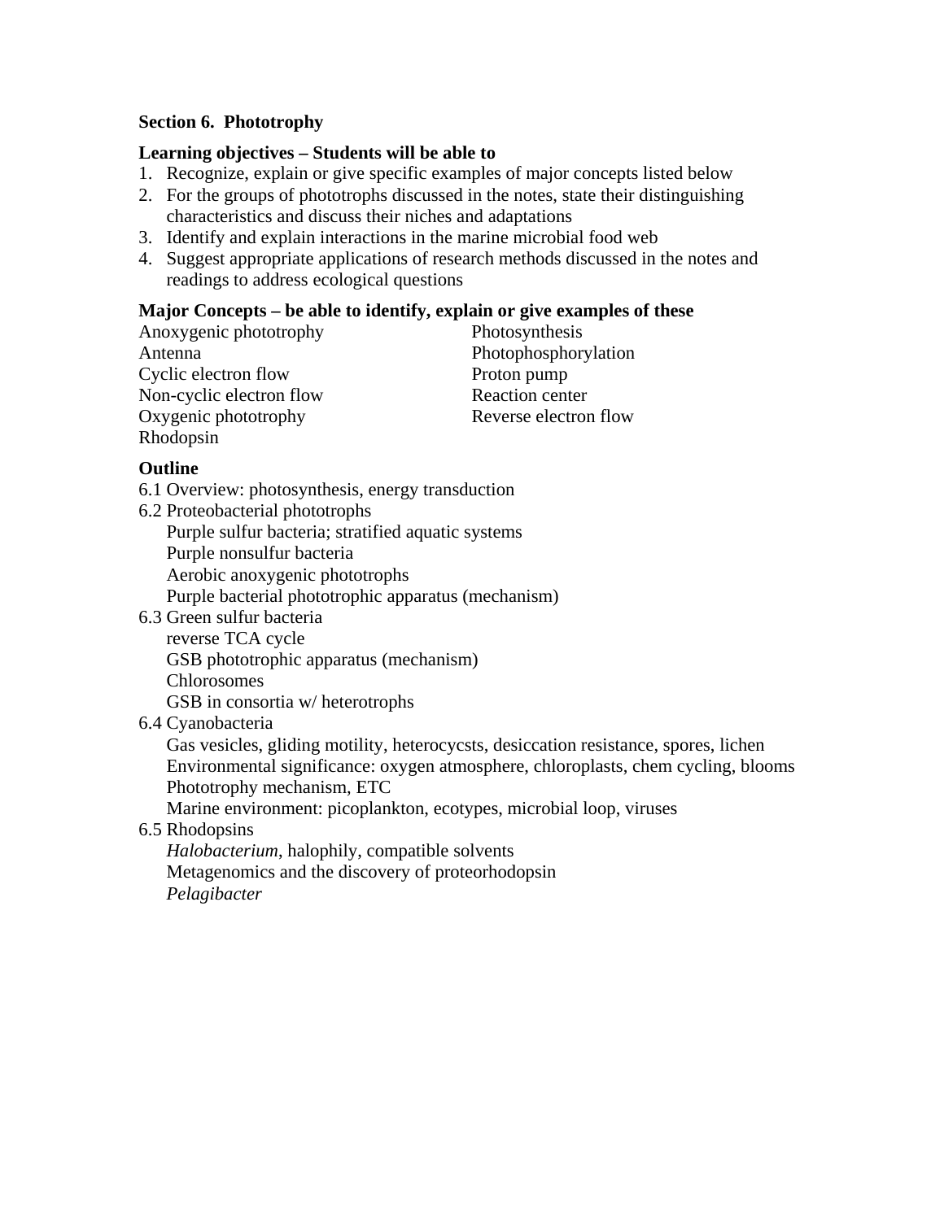**Section 6. Phototrophy**

**Learning objectives – Students will be able to**

1. Recognize, explain or give specific examples of major concepts listed below
2. For the groups of phototrophs discussed in the notes, state their distinguishing characteristics and discuss their niches and adaptations
3. Identify and explain interactions in the marine microbial food web
4. Suggest appropriate applications of research methods discussed in the notes and readings to address ecological questions

**Major Concepts – be able to identify, explain or give examples of these**

Anoxygenic phototrophy
Antenna
Cyclic electron flow
Non-cyclic electron flow
Oxygenic phototrophy
Rhodopsin
Photosynthesis
Photophosphorylation
Proton pump
Reaction center
Reverse electron flow

**Outline**

6.1 Overview: photosynthesis, energy transduction

6.2 Proteobacterial phototrophs
- Purple sulfur bacteria; stratified aquatic systems
- Purple nonsulfur bacteria
- Aerobic anoxygenic phototrophs
- Purple bacterial phototrophic apparatus (mechanism)

6.3 Green sulfur bacteria
- reverse TCA cycle
- GSB phototrophic apparatus (mechanism)
- Chlorosomes
- GSB in consortia w/ heterotrophs

6.4 Cyanobacteria
- Gas vesicles, gliding motility, heterocycsts, desiccation resistance, spores, lichen
- Environmental significance: oxygen atmosphere, chloroplasts, chem cycling, blooms
- Phototrophy mechanism, ETC
- Marine environment: picoplankton, ecotypes, microbial loop, viruses

6.5 Rhodopsins
- *Halobacterium*, halophily, compatible solvents
- Metagenomics and the discovery of proteorhodopsin
- *Pelagibacter*